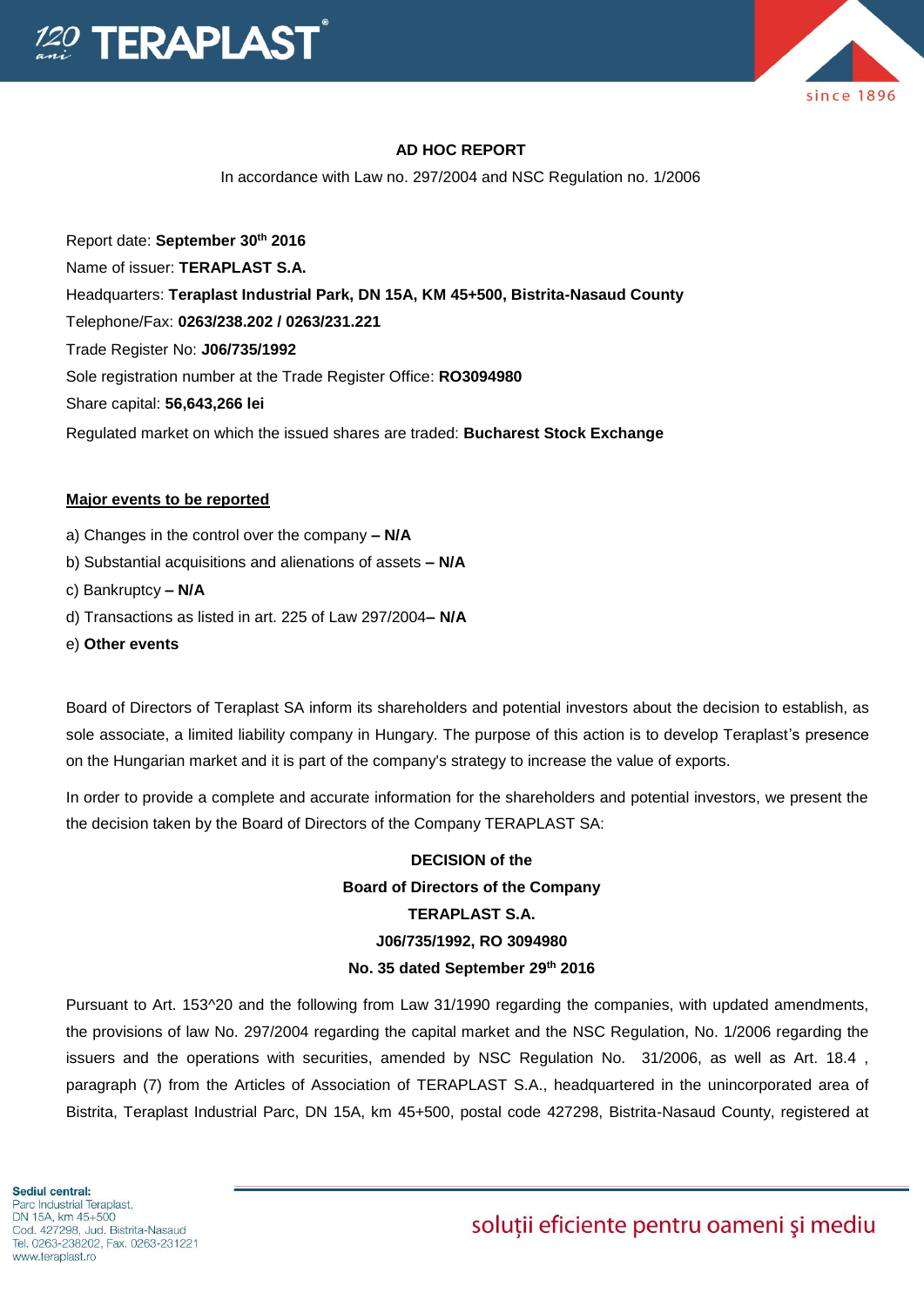## AD HOC REPORT

In accordance with Law no. 297/2004 and NSC Regulation no. 1/2006

Report date: **September 30th 2016**

Name of issuer: **TERAPLAST S.A.**

Headquarters: **Teraplast Industrial Park, DN 15A, KM 45+500, Bistrita-Nasaud County**

Telephone/Fax: **0263/238.202 / 0263/231.221**

Trade Register No: **J06/735/1992**

Sole registration number at the Trade Register Office: **RO3094980**

Share capital: **56,643,266 lei**

Regulated market on which the issued shares are traded: **Bucharest Stock Exchange**

**Major events to be reported**

a) Changes in the control over the company **– N/A**

b) Substantial acquisitions and alienations of assets **– N/A**

c) Bankruptcy **– N/A**

d) Transactions as listed in art. 225 of Law 297/2004**– N/A**

e) **Other events**

Board of Directors of Teraplast SA inform its shareholders and potential investors about the decision to establish, as sole associate, a limited liability company in Hungary. The purpose of this action is to develop Teraplast's presence on the Hungarian market and it is part of the company's strategy to increase the value of exports.

In order to provide a complete and accurate information for the shareholders and potential investors, we present the the decision taken by the Board of Directors of the Company TERAPLAST SA:

**DECISION of the**
**Board of Directors of the Company**
**TERAPLAST S.A.**
**J06/735/1992, RO 3094980**
**No. 35 dated September 29th 2016**

Pursuant to Art. 153^20 and the following from Law 31/1990 regarding the companies, with updated amendments, the provisions of law No. 297/2004 regarding the capital market and the NSC Regulation, No. 1/2006 regarding the issuers and the operations with securities, amended by NSC Regulation No. 31/2006, as well as Art. 18.4 , paragraph (7) from the Articles of Association of TERAPLAST S.A., headquartered in the unincorporated area of Bistrita, Teraplast Industrial Parc, DN 15A, km 45+500, postal code 427298, Bistrita-Nasaud County, registered at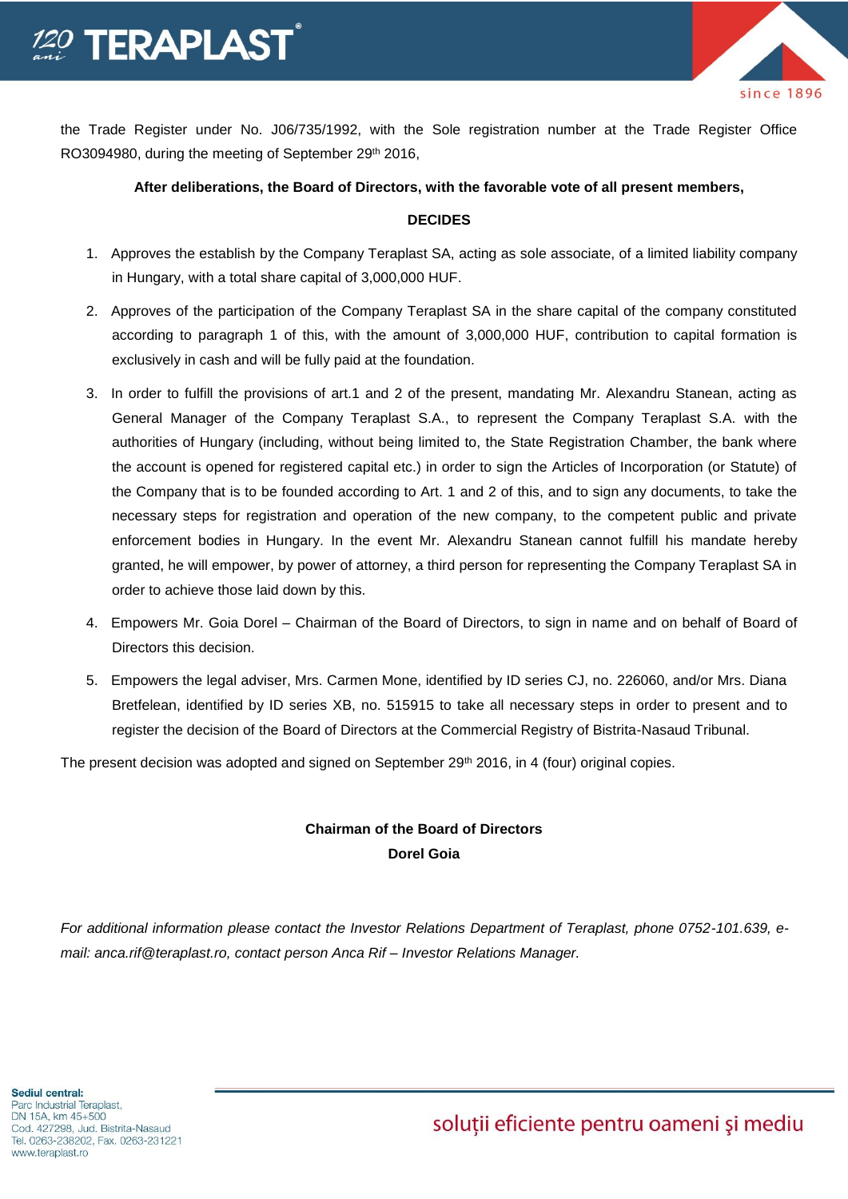the Trade Register under No. J06/735/1992, with the Sole registration number at the Trade Register Office RO3094980, during the meeting of September 29th 2016,

**After deliberations, the Board of Directors, with the favorable vote of all present members,**

**DECIDES**

1. Approves the establish by the Company Teraplast SA, acting as sole associate, of a limited liability company in Hungary, with a total share capital of 3,000,000 HUF.
2. Approves of the participation of the Company Teraplast SA in the share capital of the company constituted according to paragraph 1 of this, with the amount of 3,000,000 HUF, contribution to capital formation is exclusively in cash and will be fully paid at the foundation.
3. In order to fulfill the provisions of art.1 and 2 of the present, mandating Mr. Alexandru Stanean, acting as General Manager of the Company Teraplast S.A., to represent the Company Teraplast S.A. with the authorities of Hungary (including, without being limited to, the State Registration Chamber, the bank where the account is opened for registered capital etc.) in order to sign the Articles of Incorporation (or Statute) of the Company that is to be founded according to Art. 1 and 2 of this, and to sign any documents, to take the necessary steps for registration and operation of the new company, to the competent public and private enforcement bodies in Hungary. In the event Mr. Alexandru Stanean cannot fulfill his mandate hereby granted, he will empower, by power of attorney, a third person for representing the Company Teraplast SA in order to achieve those laid down by this.
4. Empowers Mr. Goia Dorel – Chairman of the Board of Directors, to sign in name and on behalf of Board of Directors this decision.
5. Empowers the legal adviser, Mrs. Carmen Mone, identified by ID series CJ, no. 226060, and/or Mrs. Diana Bretfelean, identified by ID series XB, no. 515915 to take all necessary steps in order to present and to register the decision of the Board of Directors at the Commercial Registry of Bistrita-Nasaud Tribunal.

The present decision was adopted and signed on September 29th 2016, in 4 (four) original copies.

**Chairman of the Board of Directors**
**Dorel Goia**

*For additional information please contact the Investor Relations Department of Teraplast, phone 0752-101.639, e-mail: anca.rif@teraplast.ro, contact person Anca Rif – Investor Relations Manager.*